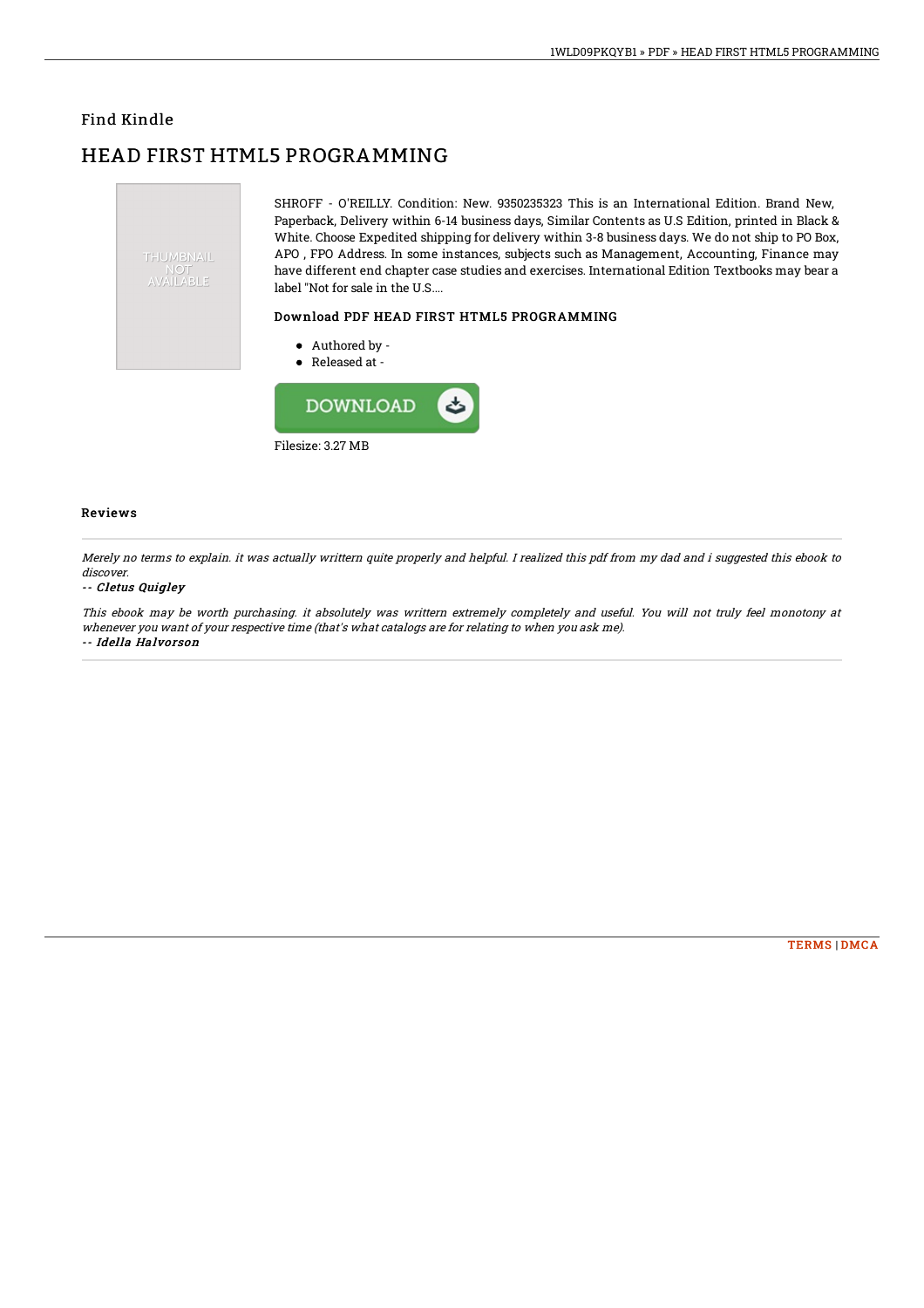## Find Kindle

# HEAD FIRST HTML5 PROGRAMMING

SHROFF - O'REILLY. Condition: New. 9350235323 This is an International Edition. Brand New, Paperback, Delivery within 6-14 business days, Similar Contents as U.S Edition, printed in Black & White. Choose Expedited shipping for delivery within 3-8 business days. We do not ship to PO Box, APO , FPO Address. In some instances, subjects such as Management, Accounting, Finance may have different end chapter case studies and exercises. International Edition Textbooks may bear a label "Not for sale in the U.S....

### Download PDF HEAD FIRST HTML5 PROGRAMMING

- Authored by -
- Released at -

Filesize: 3.27 MB

### Reviews

*Merely no terms to explain. it was actually writtern quite properly and helpful. I realized this pdf from my dad and i suggested this ebook to discover.*

-- ***Cletus Quigley***

*This ebook may be worth purchasing. it absolutely was writtern extremely completely and useful. You will not truly feel monotony at whenever you want of your respective time (that's what catalogs are for relating to when you ask me).*

-- ***Idella Halvorson***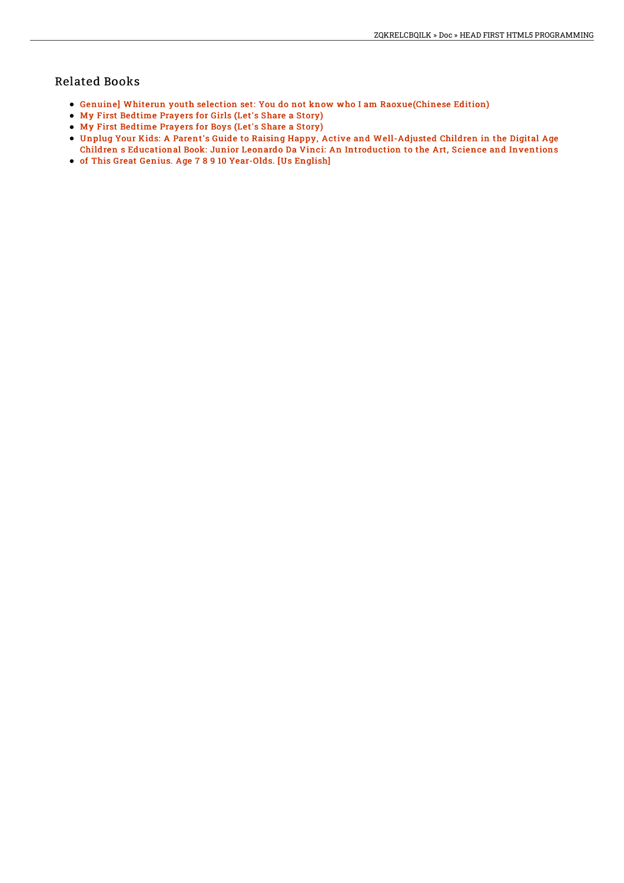## Related Books

- Genuine] Whiterun youth selection set: You do not know who I am Raoxue(Chinese Edition)
- My First Bedtime Prayers for Girls (Let's Share a Story)
- My First Bedtime Prayers for Boys (Let's Share a Story)
- Unplug Your Kids: A Parent's Guide to Raising Happy, Active and Well-Adjusted Children in the Digital Age
  Children s Educational Book: Junior Leonardo Da Vinci: An Introduction to the Art, Science and Inventions
- of This Great Genius. Age 7 8 9 10 Year-Olds. [Us English]